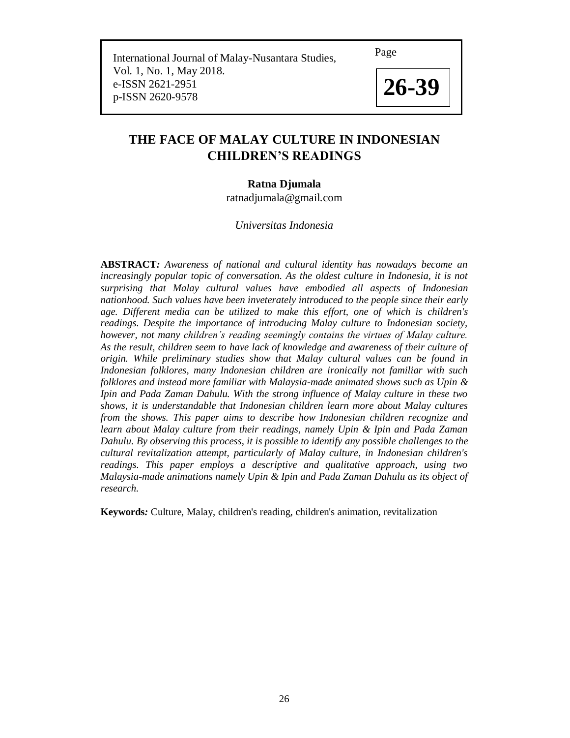# THE FACE OF MALAY CULTURE IN INDONESIAN CHILDREN'S READINGS

**Ratna Djumala**

ratnadjumala@gmail.com

*Universitas Indonesia*

**ABSTRACT***: Awareness of national and cultural identity has nowadays become an increasingly popular topic of conversation. As the oldest culture in Indonesia, it is not surprising that Malay cultural values have embodied all aspects of Indonesian nationhood. Such values have been inveterately introduced to the people since their early age. Different media can be utilized to make this effort, one of which is children's readings. Despite the importance of introducing Malay culture to Indonesian society, however, not many children's reading seemingly contains the virtues of Malay culture. As the result, children seem to have lack of knowledge and awareness of their culture of origin. While preliminary studies show that Malay cultural values can be found in Indonesian folklores, many Indonesian children are ironically not familiar with such folklores and instead more familiar with Malaysia-made animated shows such as Upin & Ipin and Pada Zaman Dahulu. With the strong influence of Malay culture in these two shows, it is understandable that Indonesian children learn more about Malay cultures from the shows. This paper aims to describe how Indonesian children recognize and learn about Malay culture from their readings, namely Upin & Ipin and Pada Zaman Dahulu. By observing this process, it is possible to identify any possible challenges to the cultural revitalization attempt, particularly of Malay culture, in Indonesian children's readings. This paper employs a descriptive and qualitative approach, using two Malaysia-made animations namely Upin & Ipin and Pada Zaman Dahulu as its object of research.*

**Keywords***:* Culture, Malay, children's reading, children's animation, revitalization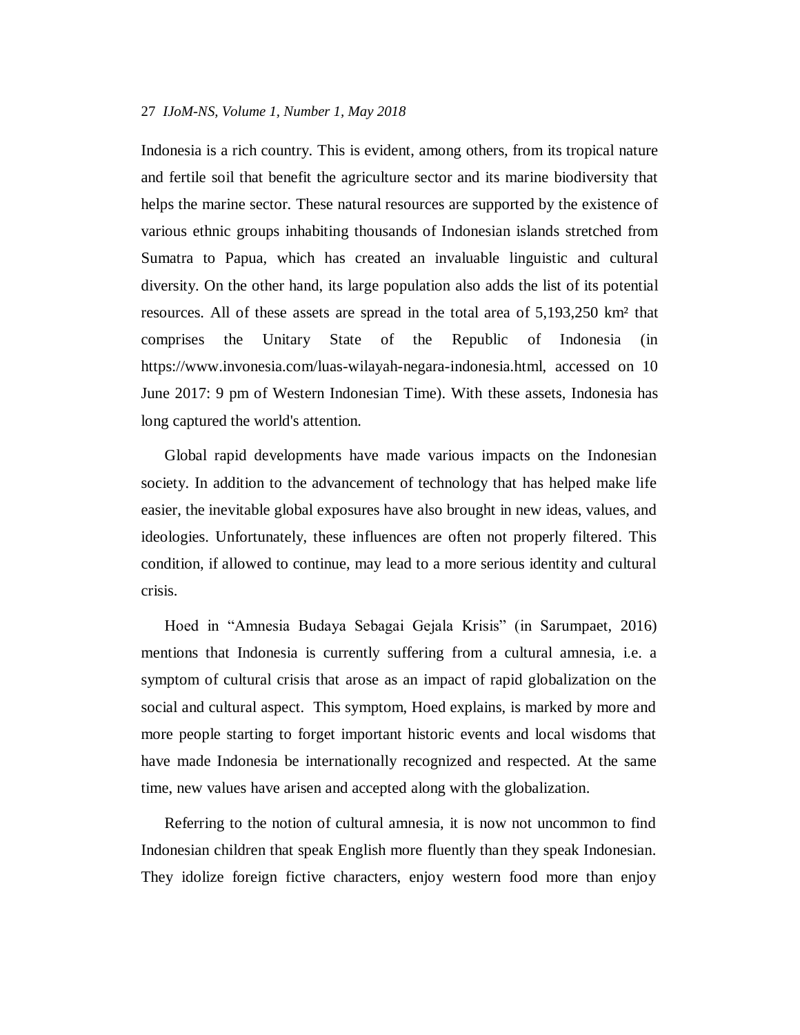Indonesia is a rich country. This is evident, among others, from its tropical nature and fertile soil that benefit the agriculture sector and its marine biodiversity that helps the marine sector. These natural resources are supported by the existence of various ethnic groups inhabiting thousands of Indonesian islands stretched from Sumatra to Papua, which has created an invaluable linguistic and cultural diversity. On the other hand, its large population also adds the list of its potential resources. All of these assets are spread in the total area of 5,193,250 km² that comprises the Unitary State of the Republic of Indonesia (in https://www.invonesia.com/luas-wilayah-negara-indonesia.html, accessed on 10 June 2017: 9 pm of Western Indonesian Time). With these assets, Indonesia has long captured the world's attention.

Global rapid developments have made various impacts on the Indonesian society. In addition to the advancement of technology that has helped make life easier, the inevitable global exposures have also brought in new ideas, values, and ideologies. Unfortunately, these influences are often not properly filtered. This condition, if allowed to continue, may lead to a more serious identity and cultural crisis.

Hoed in "Amnesia Budaya Sebagai Gejala Krisis" (in Sarumpaet, 2016) mentions that Indonesia is currently suffering from a cultural amnesia, i.e. a symptom of cultural crisis that arose as an impact of rapid globalization on the social and cultural aspect. This symptom, Hoed explains, is marked by more and more people starting to forget important historic events and local wisdoms that have made Indonesia be internationally recognized and respected. At the same time, new values have arisen and accepted along with the globalization.

Referring to the notion of cultural amnesia, it is now not uncommon to find Indonesian children that speak English more fluently than they speak Indonesian. They idolize foreign fictive characters, enjoy western food more than enjoy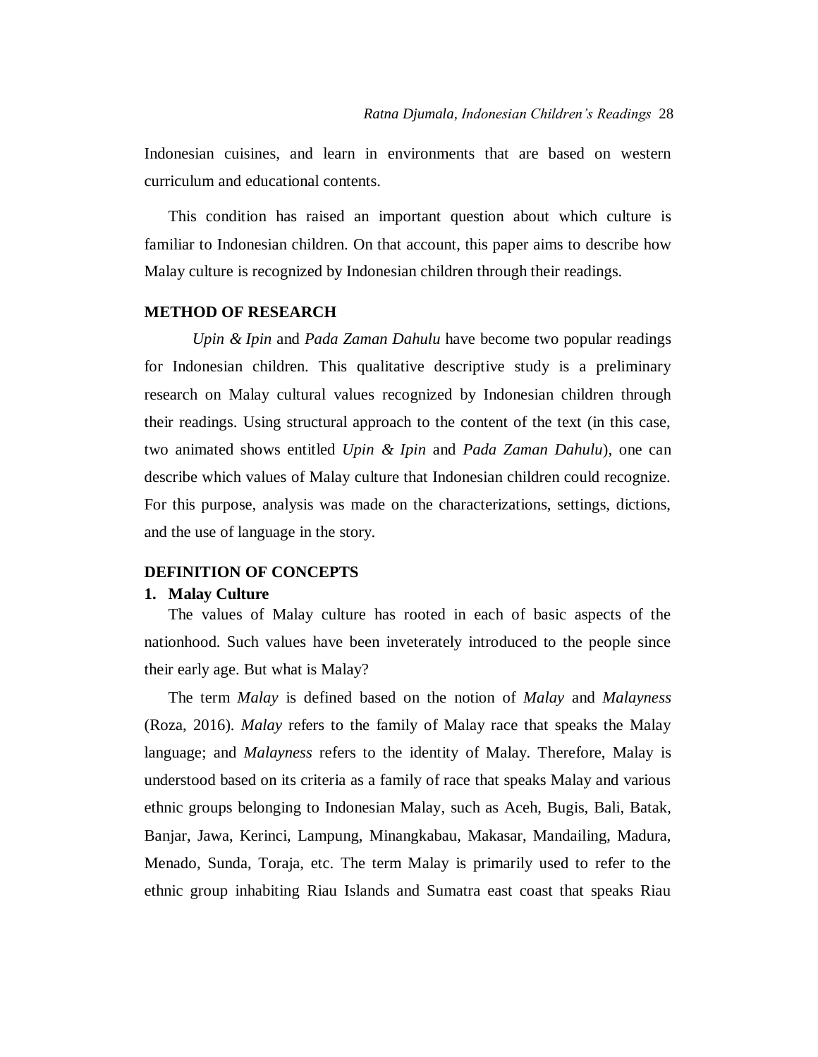Indonesian cuisines, and learn in environments that are based on western curriculum and educational contents.

This condition has raised an important question about which culture is familiar to Indonesian children. On that account, this paper aims to describe how Malay culture is recognized by Indonesian children through their readings.

## METHOD OF RESEARCH

*Upin & Ipin* and *Pada Zaman Dahulu* have become two popular readings for Indonesian children. This qualitative descriptive study is a preliminary research on Malay cultural values recognized by Indonesian children through their readings. Using structural approach to the content of the text (in this case, two animated shows entitled *Upin & Ipin* and *Pada Zaman Dahulu*), one can describe which values of Malay culture that Indonesian children could recognize. For this purpose, analysis was made on the characterizations, settings, dictions, and the use of language in the story.

## DEFINITION OF CONCEPTS

### 1. Malay Culture

The values of Malay culture has rooted in each of basic aspects of the nationhood. Such values have been inveterately introduced to the people since their early age. But what is Malay?

The term *Malay* is defined based on the notion of *Malay* and *Malayness* (Roza, 2016). *Malay* refers to the family of Malay race that speaks the Malay language; and *Malayness* refers to the identity of Malay. Therefore, Malay is understood based on its criteria as a family of race that speaks Malay and various ethnic groups belonging to Indonesian Malay, such as Aceh, Bugis, Bali, Batak, Banjar, Jawa, Kerinci, Lampung, Minangkabau, Makasar, Mandailing, Madura, Menado, Sunda, Toraja, etc. The term Malay is primarily used to refer to the ethnic group inhabiting Riau Islands and Sumatra east coast that speaks Riau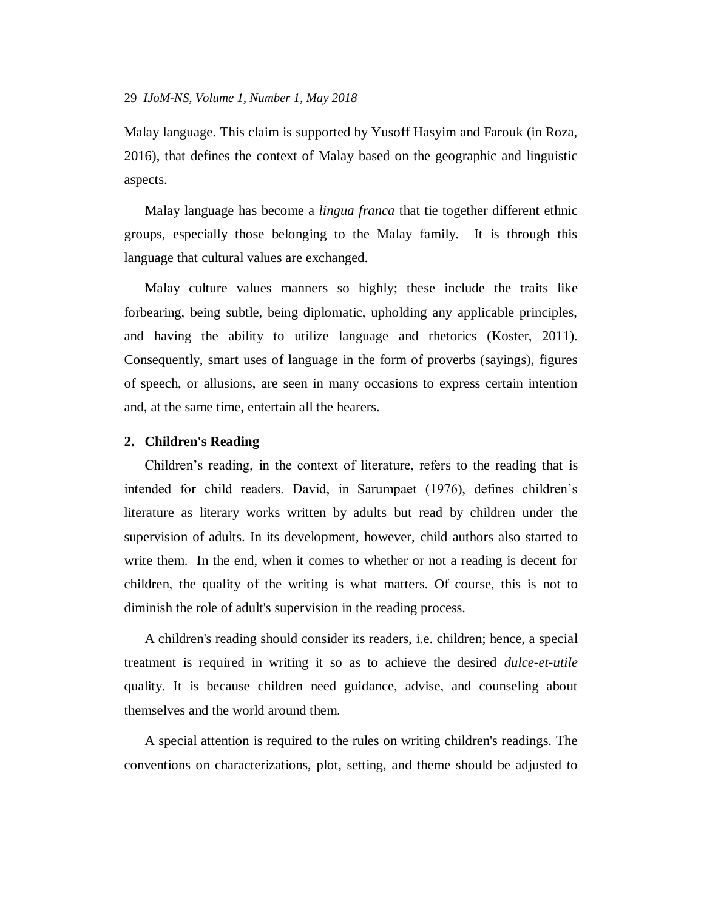Malay language. This claim is supported by Yusoff Hasyim and Farouk (in Roza, 2016), that defines the context of Malay based on the geographic and linguistic aspects.

Malay language has become a *lingua franca* that tie together different ethnic groups, especially those belonging to the Malay family. It is through this language that cultural values are exchanged.

Malay culture values manners so highly; these include the traits like forbearing, being subtle, being diplomatic, upholding any applicable principles, and having the ability to utilize language and rhetorics (Koster, 2011). Consequently, smart uses of language in the form of proverbs (sayings), figures of speech, or allusions, are seen in many occasions to express certain intention and, at the same time, entertain all the hearers.

## 2. Children's Reading

Children's reading, in the context of literature, refers to the reading that is intended for child readers. David, in Sarumpaet (1976), defines children's literature as literary works written by adults but read by children under the supervision of adults. In its development, however, child authors also started to write them. In the end, when it comes to whether or not a reading is decent for children, the quality of the writing is what matters. Of course, this is not to diminish the role of adult's supervision in the reading process.

A children's reading should consider its readers, i.e. children; hence, a special treatment is required in writing it so as to achieve the desired *dulce-et-utile* quality. It is because children need guidance, advise, and counseling about themselves and the world around them.

A special attention is required to the rules on writing children's readings. The conventions on characterizations, plot, setting, and theme should be adjusted to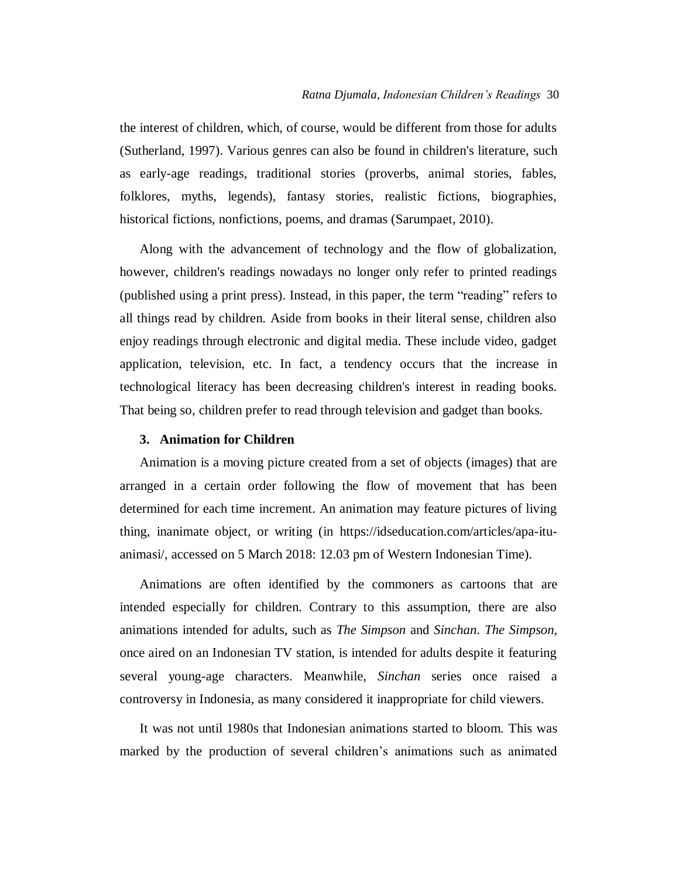the interest of children, which, of course, would be different from those for adults (Sutherland, 1997). Various genres can also be found in children's literature, such as early-age readings, traditional stories (proverbs, animal stories, fables, folklores, myths, legends), fantasy stories, realistic fictions, biographies, historical fictions, nonfictions, poems, and dramas (Sarumpaet, 2010).

Along with the advancement of technology and the flow of globalization, however, children's readings nowadays no longer only refer to printed readings (published using a print press). Instead, in this paper, the term "reading" refers to all things read by children. Aside from books in their literal sense, children also enjoy readings through electronic and digital media. These include video, gadget application, television, etc. In fact, a tendency occurs that the increase in technological literacy has been decreasing children's interest in reading books. That being so, children prefer to read through television and gadget than books.

### 3. Animation for Children

Animation is a moving picture created from a set of objects (images) that are arranged in a certain order following the flow of movement that has been determined for each time increment. An animation may feature pictures of living thing, inanimate object, or writing (in https://idseducation.com/articles/apa-itu-animasi/, accessed on 5 March 2018: 12.03 pm of Western Indonesian Time).

Animations are often identified by the commoners as cartoons that are intended especially for children. Contrary to this assumption, there are also animations intended for adults, such as *The Simpson* and *Sinchan*. *The Simpson*, once aired on an Indonesian TV station, is intended for adults despite it featuring several young-age characters. Meanwhile, *Sinchan* series once raised a controversy in Indonesia, as many considered it inappropriate for child viewers.

It was not until 1980s that Indonesian animations started to bloom. This was marked by the production of several children's animations such as animated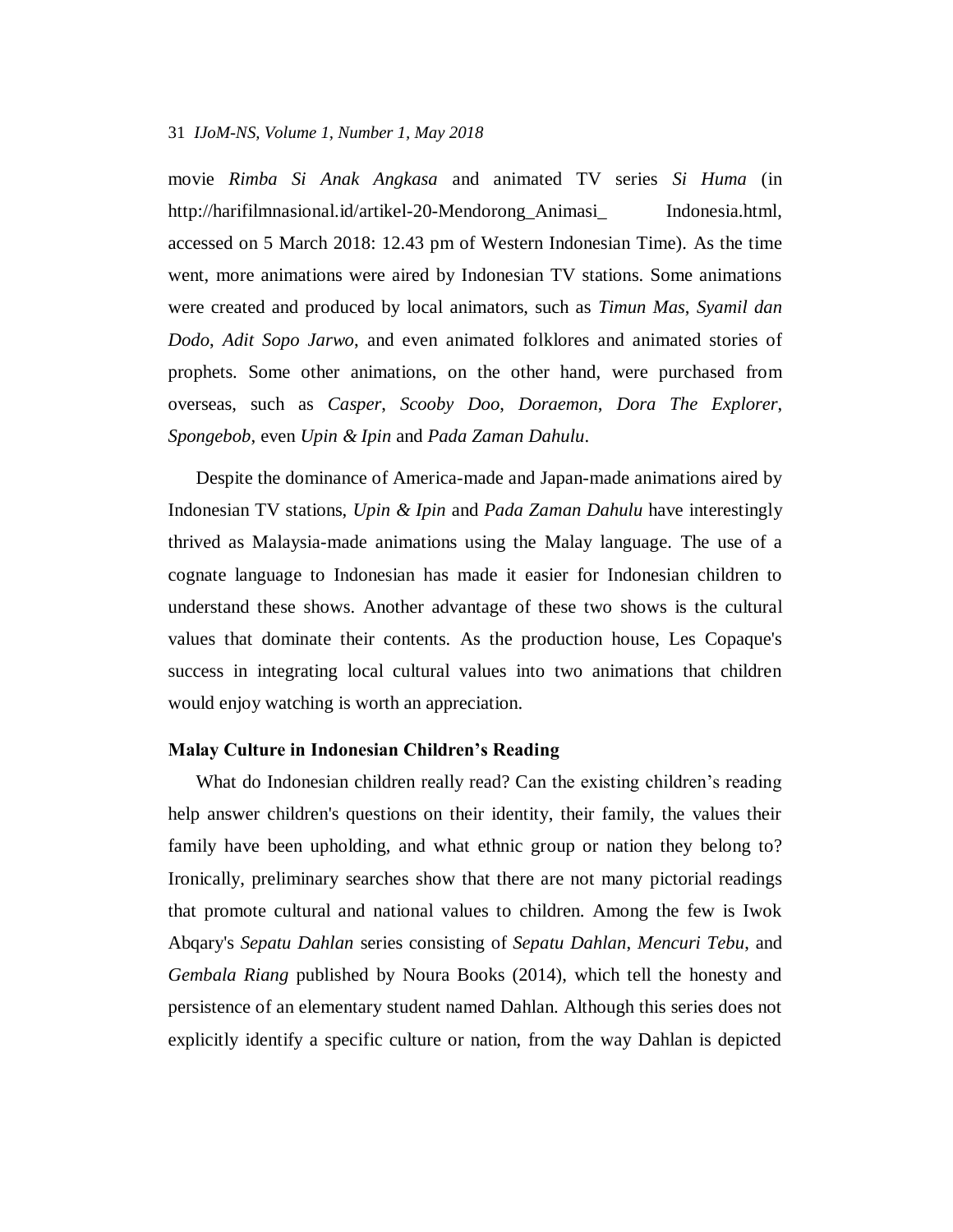movie *Rimba Si Anak Angkasa* and animated TV series *Si Huma* (in http://harifilmnasional.id/artikel-20-Mendorong_Animasi_ Indonesia.html, accessed on 5 March 2018: 12.43 pm of Western Indonesian Time). As the time went, more animations were aired by Indonesian TV stations. Some animations were created and produced by local animators, such as *Timun Mas*, *Syamil dan Dodo*, *Adit Sopo Jarwo*, and even animated folklores and animated stories of prophets. Some other animations, on the other hand, were purchased from overseas, such as *Casper*, *Scooby Doo*, *Doraemon*, *Dora The Explorer*, *Spongebob*, even *Upin & Ipin* and *Pada Zaman Dahulu*.

Despite the dominance of America-made and Japan-made animations aired by Indonesian TV stations, *Upin & Ipin* and *Pada Zaman Dahulu* have interestingly thrived as Malaysia-made animations using the Malay language. The use of a cognate language to Indonesian has made it easier for Indonesian children to understand these shows. Another advantage of these two shows is the cultural values that dominate their contents. As the production house, Les Copaque's success in integrating local cultural values into two animations that children would enjoy watching is worth an appreciation.

**Malay Culture in Indonesian Children's Reading**

What do Indonesian children really read? Can the existing children's reading help answer children's questions on their identity, their family, the values their family have been upholding, and what ethnic group or nation they belong to? Ironically, preliminary searches show that there are not many pictorial readings that promote cultural and national values to children. Among the few is Iwok Abqary's *Sepatu Dahlan* series consisting of *Sepatu Dahlan*, *Mencuri Tebu*, and *Gembala Riang* published by Noura Books (2014), which tell the honesty and persistence of an elementary student named Dahlan. Although this series does not explicitly identify a specific culture or nation, from the way Dahlan is depicted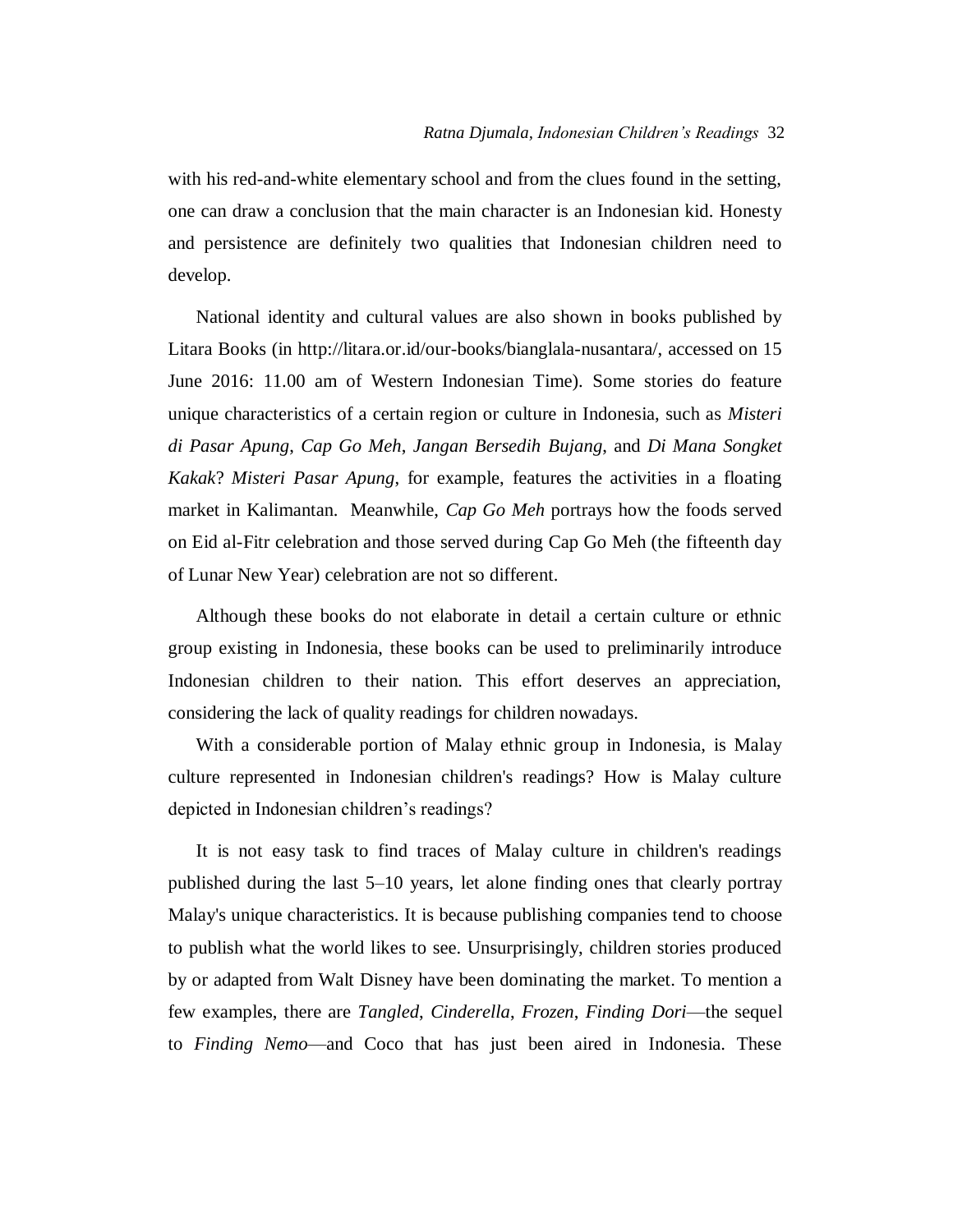with his red-and-white elementary school and from the clues found in the setting, one can draw a conclusion that the main character is an Indonesian kid. Honesty and persistence are definitely two qualities that Indonesian children need to develop.

National identity and cultural values are also shown in books published by Litara Books (in http://litara.or.id/our-books/bianglala-nusantara/, accessed on 15 June 2016: 11.00 am of Western Indonesian Time). Some stories do feature unique characteristics of a certain region or culture in Indonesia, such as *Misteri di Pasar Apung*, *Cap Go Meh*, *Jangan Bersedih Bujang*, and *Di Mana Songket Kakak*? *Misteri Pasar Apung*, for example, features the activities in a floating market in Kalimantan. Meanwhile, *Cap Go Meh* portrays how the foods served on Eid al-Fitr celebration and those served during Cap Go Meh (the fifteenth day of Lunar New Year) celebration are not so different.

Although these books do not elaborate in detail a certain culture or ethnic group existing in Indonesia, these books can be used to preliminarily introduce Indonesian children to their nation. This effort deserves an appreciation, considering the lack of quality readings for children nowadays.

With a considerable portion of Malay ethnic group in Indonesia, is Malay culture represented in Indonesian children's readings? How is Malay culture depicted in Indonesian children's readings?

It is not easy task to find traces of Malay culture in children's readings published during the last 5–10 years, let alone finding ones that clearly portray Malay's unique characteristics. It is because publishing companies tend to choose to publish what the world likes to see. Unsurprisingly, children stories produced by or adapted from Walt Disney have been dominating the market. To mention a few examples, there are *Tangled*, *Cinderella*, *Frozen*, *Finding Dori*—the sequel to *Finding Nemo*—and Coco that has just been aired in Indonesia. These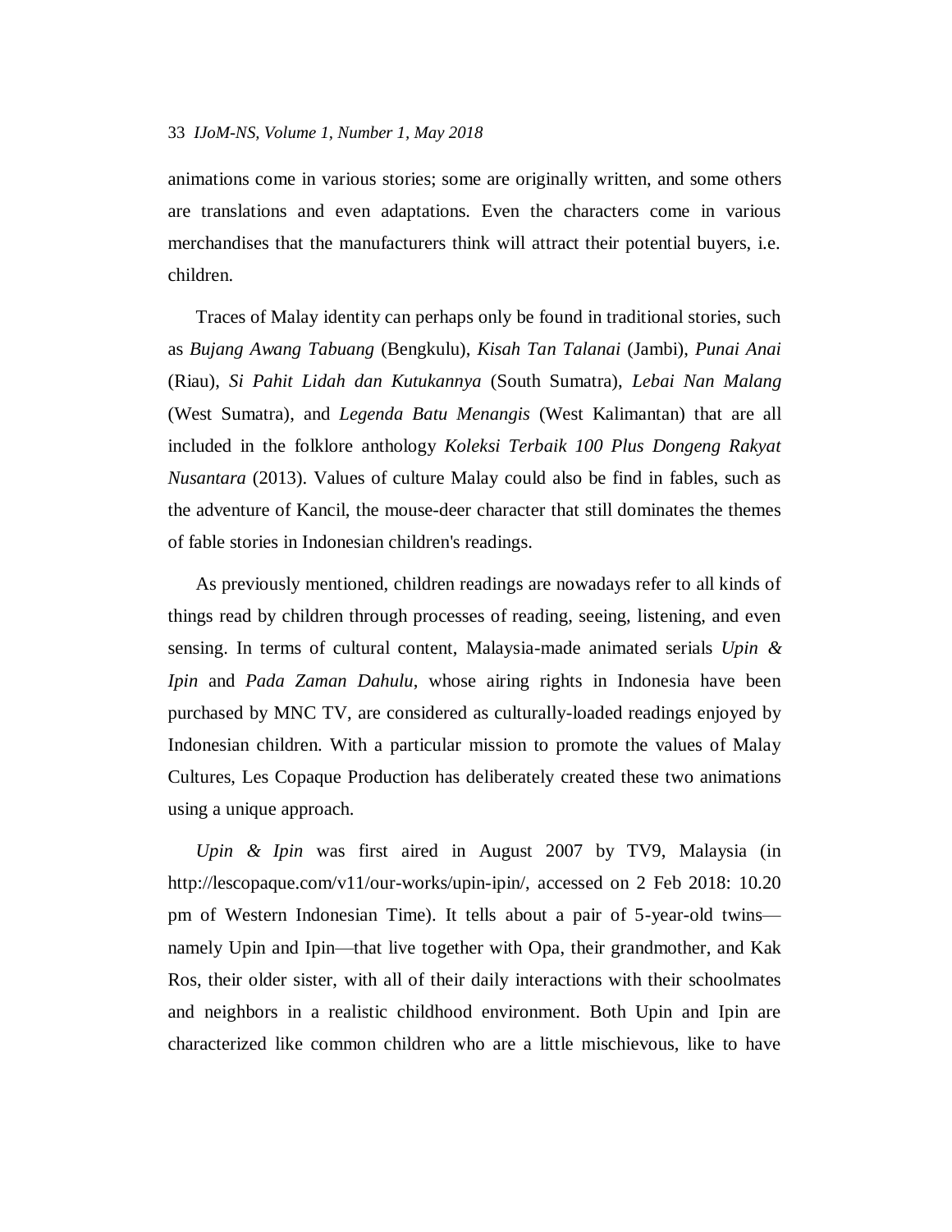animations come in various stories; some are originally written, and some others are translations and even adaptations. Even the characters come in various merchandises that the manufacturers think will attract their potential buyers, i.e. children.

Traces of Malay identity can perhaps only be found in traditional stories, such as *Bujang Awang Tabuang* (Bengkulu), *Kisah Tan Talanai* (Jambi), *Punai Anai* (Riau), *Si Pahit Lidah dan Kutukannya* (South Sumatra), *Lebai Nan Malang* (West Sumatra), and *Legenda Batu Menangis* (West Kalimantan) that are all included in the folklore anthology *Koleksi Terbaik 100 Plus Dongeng Rakyat Nusantara* (2013). Values of culture Malay could also be find in fables, such as the adventure of Kancil, the mouse-deer character that still dominates the themes of fable stories in Indonesian children's readings.

As previously mentioned, children readings are nowadays refer to all kinds of things read by children through processes of reading, seeing, listening, and even sensing. In terms of cultural content, Malaysia-made animated serials *Upin & Ipin* and *Pada Zaman Dahulu*, whose airing rights in Indonesia have been purchased by MNC TV, are considered as culturally-loaded readings enjoyed by Indonesian children. With a particular mission to promote the values of Malay Cultures, Les Copaque Production has deliberately created these two animations using a unique approach.

*Upin & Ipin* was first aired in August 2007 by TV9, Malaysia (in http://lescopaque.com/v11/our-works/upin-ipin/, accessed on 2 Feb 2018: 10.20 pm of Western Indonesian Time). It tells about a pair of 5-year-old twins—namely Upin and Ipin—that live together with Opa, their grandmother, and Kak Ros, their older sister, with all of their daily interactions with their schoolmates and neighbors in a realistic childhood environment. Both Upin and Ipin are characterized like common children who are a little mischievous, like to have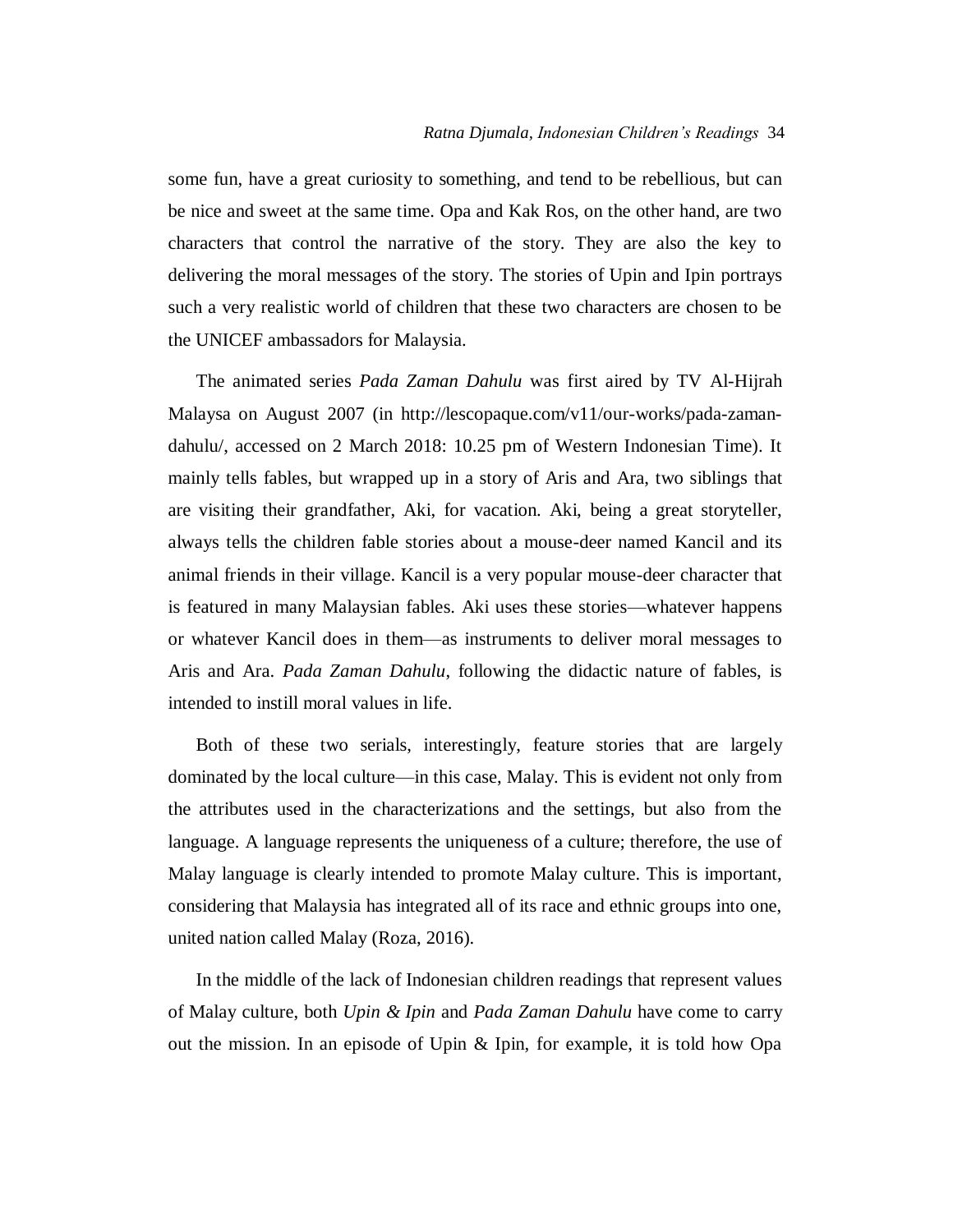some fun, have a great curiosity to something, and tend to be rebellious, but can be nice and sweet at the same time. Opa and Kak Ros, on the other hand, are two characters that control the narrative of the story. They are also the key to delivering the moral messages of the story. The stories of Upin and Ipin portrays such a very realistic world of children that these two characters are chosen to be the UNICEF ambassadors for Malaysia.

The animated series *Pada Zaman Dahulu* was first aired by TV Al-Hijrah Malaysa on August 2007 (in http://lescopaque.com/v11/our-works/pada-zaman-dahulu/, accessed on 2 March 2018: 10.25 pm of Western Indonesian Time). It mainly tells fables, but wrapped up in a story of Aris and Ara, two siblings that are visiting their grandfather, Aki, for vacation. Aki, being a great storyteller, always tells the children fable stories about a mouse-deer named Kancil and its animal friends in their village. Kancil is a very popular mouse-deer character that is featured in many Malaysian fables. Aki uses these stories—whatever happens or whatever Kancil does in them—as instruments to deliver moral messages to Aris and Ara. *Pada Zaman Dahulu*, following the didactic nature of fables, is intended to instill moral values in life.

Both of these two serials, interestingly, feature stories that are largely dominated by the local culture—in this case, Malay. This is evident not only from the attributes used in the characterizations and the settings, but also from the language. A language represents the uniqueness of a culture; therefore, the use of Malay language is clearly intended to promote Malay culture. This is important, considering that Malaysia has integrated all of its race and ethnic groups into one, united nation called Malay (Roza, 2016).

In the middle of the lack of Indonesian children readings that represent values of Malay culture, both *Upin & Ipin* and *Pada Zaman Dahulu* have come to carry out the mission. In an episode of Upin & Ipin, for example, it is told how Opa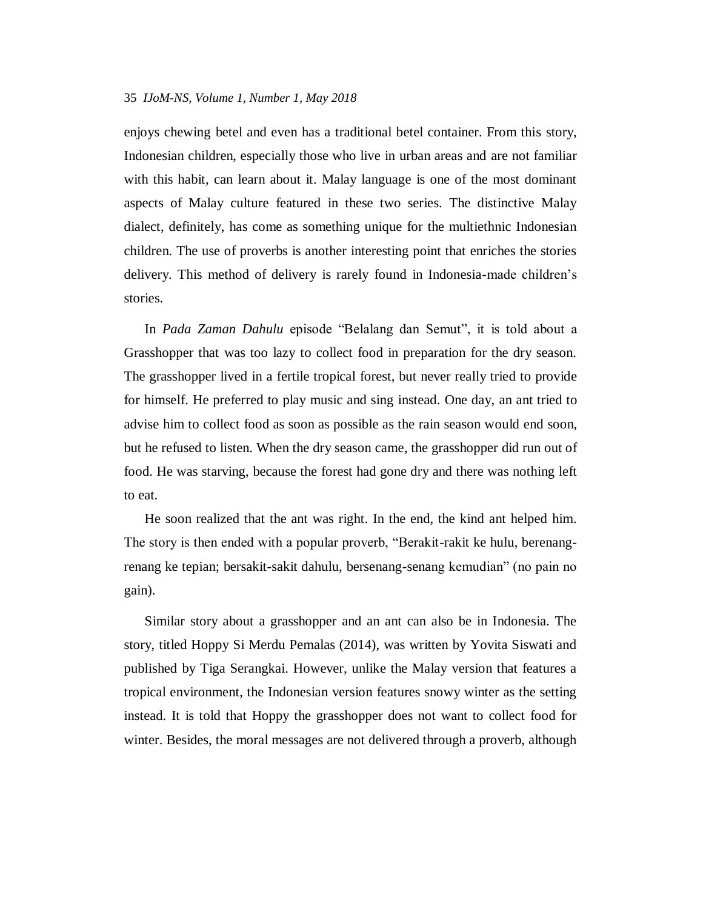enjoys chewing betel and even has a traditional betel container. From this story, Indonesian children, especially those who live in urban areas and are not familiar with this habit, can learn about it. Malay language is one of the most dominant aspects of Malay culture featured in these two series. The distinctive Malay dialect, definitely, has come as something unique for the multiethnic Indonesian children. The use of proverbs is another interesting point that enriches the stories delivery. This method of delivery is rarely found in Indonesia-made children's stories.

In *Pada Zaman Dahulu* episode "Belalang dan Semut", it is told about a Grasshopper that was too lazy to collect food in preparation for the dry season. The grasshopper lived in a fertile tropical forest, but never really tried to provide for himself. He preferred to play music and sing instead. One day, an ant tried to advise him to collect food as soon as possible as the rain season would end soon, but he refused to listen. When the dry season came, the grasshopper did run out of food. He was starving, because the forest had gone dry and there was nothing left to eat.

He soon realized that the ant was right. In the end, the kind ant helped him. The story is then ended with a popular proverb, "Berakit-rakit ke hulu, berenang-renang ke tepian; bersakit-sakit dahulu, bersenang-senang kemudian" (no pain no gain).

Similar story about a grasshopper and an ant can also be in Indonesia. The story, titled Hoppy Si Merdu Pemalas (2014), was written by Yovita Siswati and published by Tiga Serangkai. However, unlike the Malay version that features a tropical environment, the Indonesian version features snowy winter as the setting instead. It is told that Hoppy the grasshopper does not want to collect food for winter. Besides, the moral messages are not delivered through a proverb, although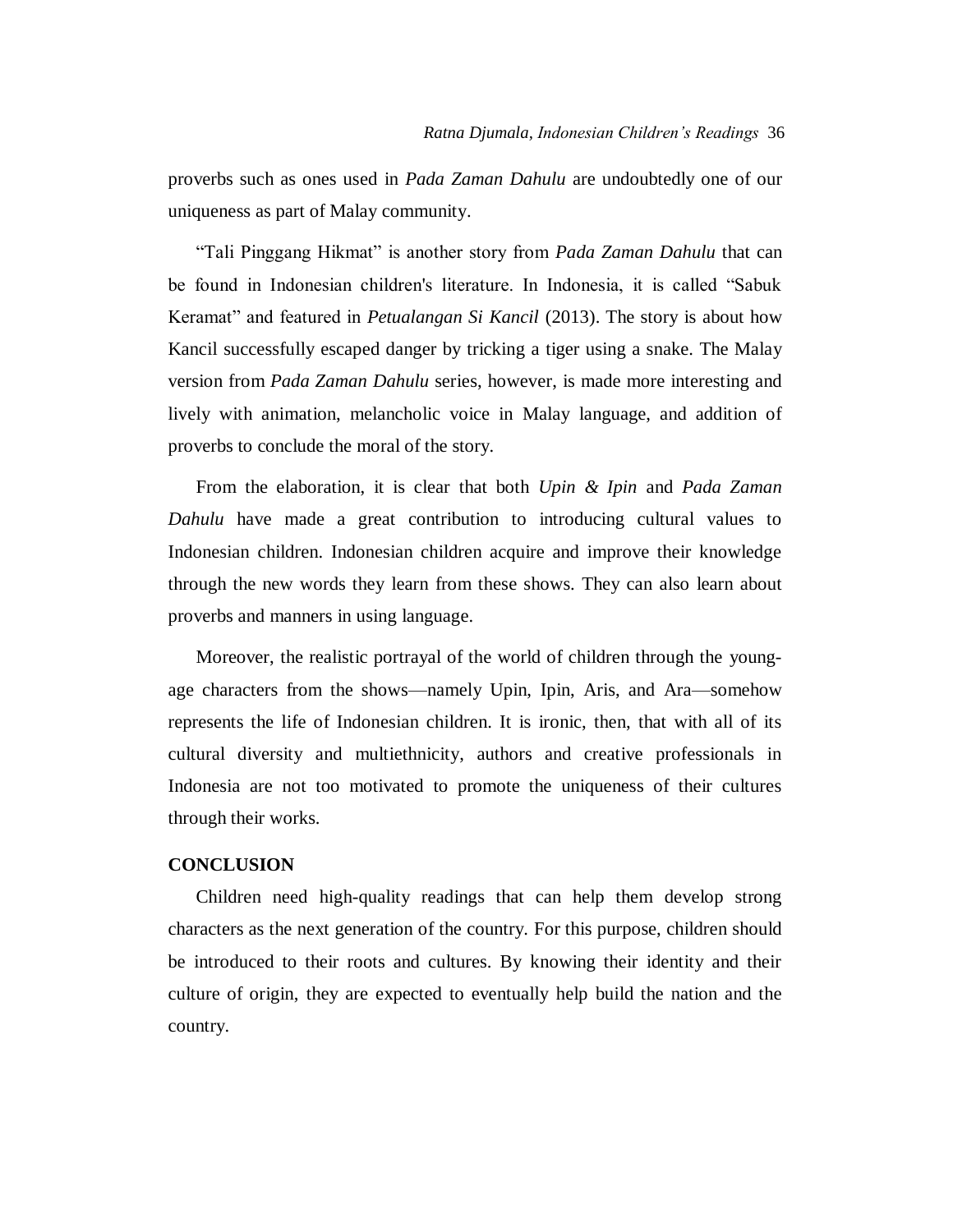proverbs such as ones used in *Pada Zaman Dahulu* are undoubtedly one of our uniqueness as part of Malay community.

"Tali Pinggang Hikmat" is another story from *Pada Zaman Dahulu* that can be found in Indonesian children's literature. In Indonesia, it is called "Sabuk Keramat" and featured in *Petualangan Si Kancil* (2013). The story is about how Kancil successfully escaped danger by tricking a tiger using a snake. The Malay version from *Pada Zaman Dahulu* series, however, is made more interesting and lively with animation, melancholic voice in Malay language, and addition of proverbs to conclude the moral of the story.

From the elaboration, it is clear that both *Upin & Ipin* and *Pada Zaman Dahulu* have made a great contribution to introducing cultural values to Indonesian children. Indonesian children acquire and improve their knowledge through the new words they learn from these shows. They can also learn about proverbs and manners in using language.

Moreover, the realistic portrayal of the world of children through the young-age characters from the shows—namely Upin, Ipin, Aris, and Ara—somehow represents the life of Indonesian children. It is ironic, then, that with all of its cultural diversity and multiethnicity, authors and creative professionals in Indonesia are not too motivated to promote the uniqueness of their cultures through their works.

## CONCLUSION

Children need high-quality readings that can help them develop strong characters as the next generation of the country. For this purpose, children should be introduced to their roots and cultures. By knowing their identity and their culture of origin, they are expected to eventually help build the nation and the country.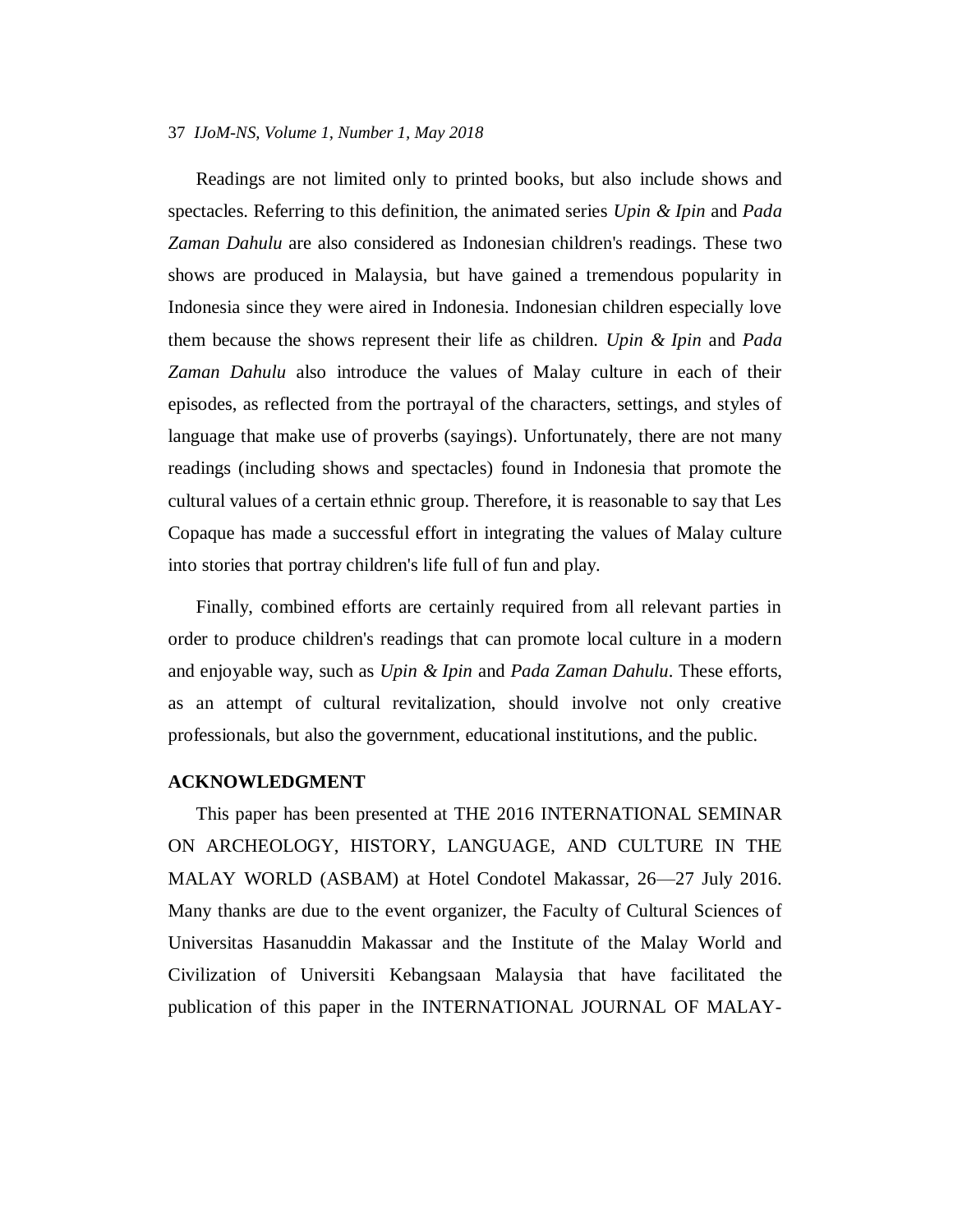Readings are not limited only to printed books, but also include shows and spectacles. Referring to this definition, the animated series *Upin & Ipin* and *Pada Zaman Dahulu* are also considered as Indonesian children's readings. These two shows are produced in Malaysia, but have gained a tremendous popularity in Indonesia since they were aired in Indonesia. Indonesian children especially love them because the shows represent their life as children. *Upin & Ipin* and *Pada Zaman Dahulu* also introduce the values of Malay culture in each of their episodes, as reflected from the portrayal of the characters, settings, and styles of language that make use of proverbs (sayings). Unfortunately, there are not many readings (including shows and spectacles) found in Indonesia that promote the cultural values of a certain ethnic group. Therefore, it is reasonable to say that Les Copaque has made a successful effort in integrating the values of Malay culture into stories that portray children's life full of fun and play.

Finally, combined efforts are certainly required from all relevant parties in order to produce children's readings that can promote local culture in a modern and enjoyable way, such as *Upin & Ipin* and *Pada Zaman Dahulu*. These efforts, as an attempt of cultural revitalization, should involve not only creative professionals, but also the government, educational institutions, and the public.

## ACKNOWLEDGMENT

This paper has been presented at THE 2016 INTERNATIONAL SEMINAR ON ARCHEOLOGY, HISTORY, LANGUAGE, AND CULTURE IN THE MALAY WORLD (ASBAM) at Hotel Condotel Makassar, 26—27 July 2016. Many thanks are due to the event organizer, the Faculty of Cultural Sciences of Universitas Hasanuddin Makassar and the Institute of the Malay World and Civilization of Universiti Kebangsaan Malaysia that have facilitated the publication of this paper in the INTERNATIONAL JOURNAL OF MALAY-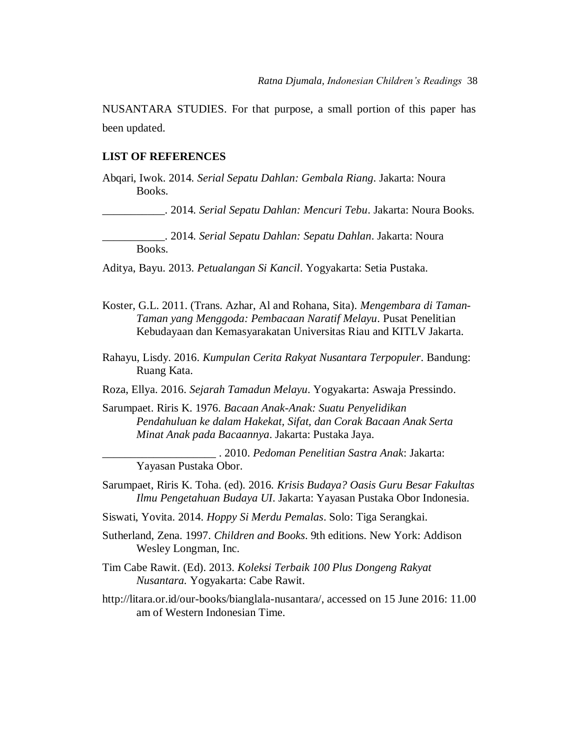NUSANTARA STUDIES. For that purpose, a small portion of this paper has been updated.

**LIST OF REFERENCES**

Abqari, Iwok. 2014. *Serial Sepatu Dahlan: Gembala Riang*. Jakarta: Noura Books.

___________. 2014. *Serial Sepatu Dahlan: Mencuri Tebu*. Jakarta: Noura Books.

___________. 2014. *Serial Sepatu Dahlan: Sepatu Dahlan*. Jakarta: Noura Books.

Aditya, Bayu. 2013. *Petualangan Si Kancil*. Yogyakarta: Setia Pustaka.

Koster, G.L. 2011. (Trans. Azhar, Al and Rohana, Sita). *Mengembara di Taman-Taman yang Menggoda: Pembacaan Naratif Melayu*. Pusat Penelitian Kebudayaan dan Kemasyarakatan Universitas Riau and KITLV Jakarta.

Rahayu, Lisdy. 2016. *Kumpulan Cerita Rakyat Nusantara Terpopuler*. Bandung: Ruang Kata.

Roza, Ellya. 2016. *Sejarah Tamadun Melayu*. Yogyakarta: Aswaja Pressindo.

Sarumpaet. Riris K. 1976. *Bacaan Anak-Anak: Suatu Penyelidikan Pendahuluan ke dalam Hakekat, Sifat, dan Corak Bacaan Anak Serta Minat Anak pada Bacaannya*. Jakarta: Pustaka Jaya.

____________________ . 2010. *Pedoman Penelitian Sastra Anak*: Jakarta: Yayasan Pustaka Obor.

Sarumpaet, Riris K. Toha. (ed). 2016. *Krisis Budaya? Oasis Guru Besar Fakultas Ilmu Pengetahuan Budaya UI*. Jakarta: Yayasan Pustaka Obor Indonesia.

Siswati, Yovita. 2014. *Hoppy Si Merdu Pemalas*. Solo: Tiga Serangkai.

Sutherland, Zena. 1997. *Children and Books*. 9th editions. New York: Addison Wesley Longman, Inc.

Tim Cabe Rawit. (Ed). 2013. *Koleksi Terbaik 100 Plus Dongeng Rakyat Nusantara.* Yogyakarta: Cabe Rawit.

http://litara.or.id/our-books/bianglala-nusantara/, accessed on 15 June 2016: 11.00 am of Western Indonesian Time.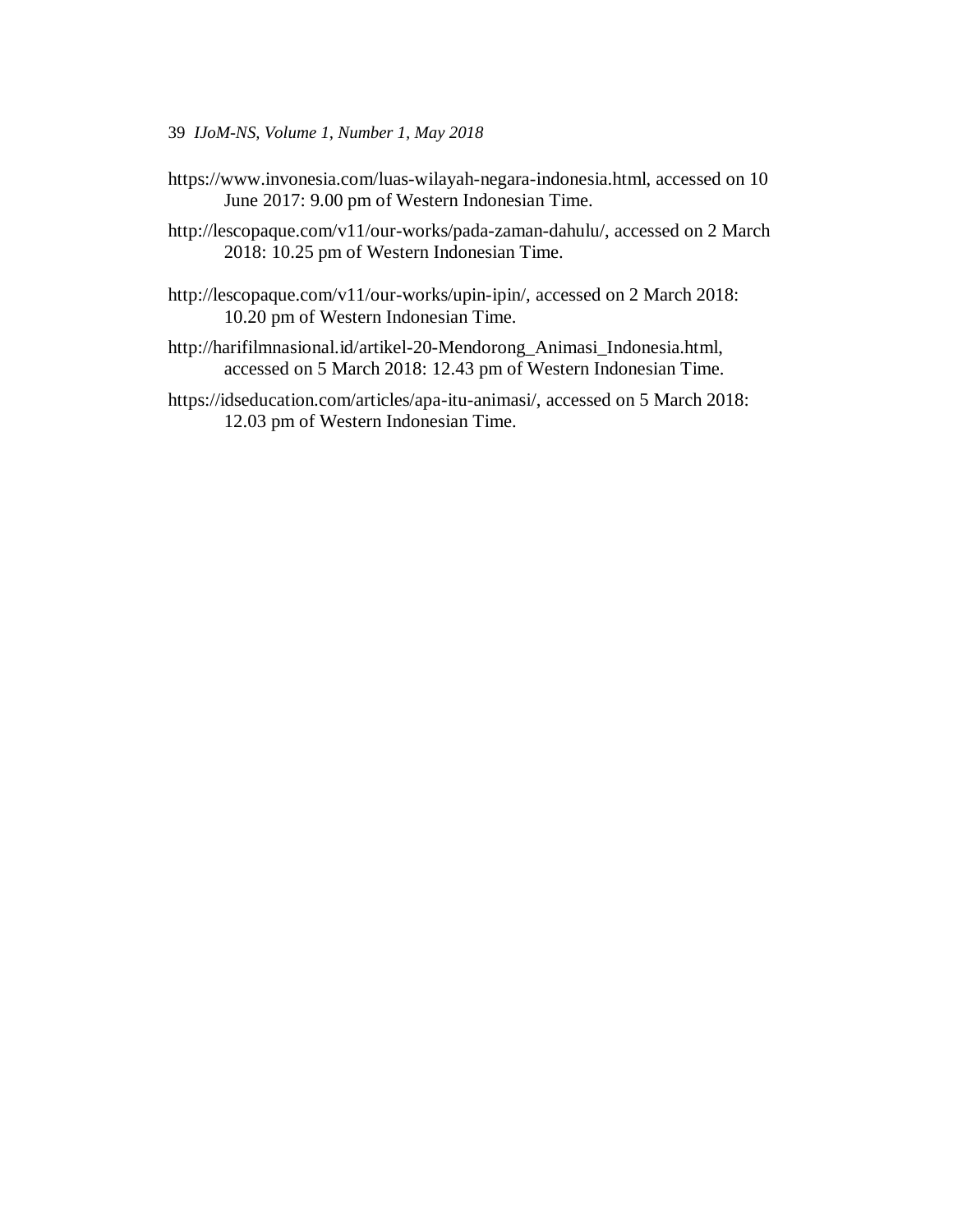https://www.invonesia.com/luas-wilayah-negara-indonesia.html, accessed on 10 June 2017: 9.00 pm of Western Indonesian Time.

http://lescopaque.com/v11/our-works/pada-zaman-dahulu/, accessed on 2 March 2018: 10.25 pm of Western Indonesian Time.

http://lescopaque.com/v11/our-works/upin-ipin/, accessed on 2 March 2018: 10.20 pm of Western Indonesian Time.

http://harifilmnasional.id/artikel-20-Mendorong_Animasi_Indonesia.html, accessed on 5 March 2018: 12.43 pm of Western Indonesian Time.

https://idseducation.com/articles/apa-itu-animasi/, accessed on 5 March 2018: 12.03 pm of Western Indonesian Time.